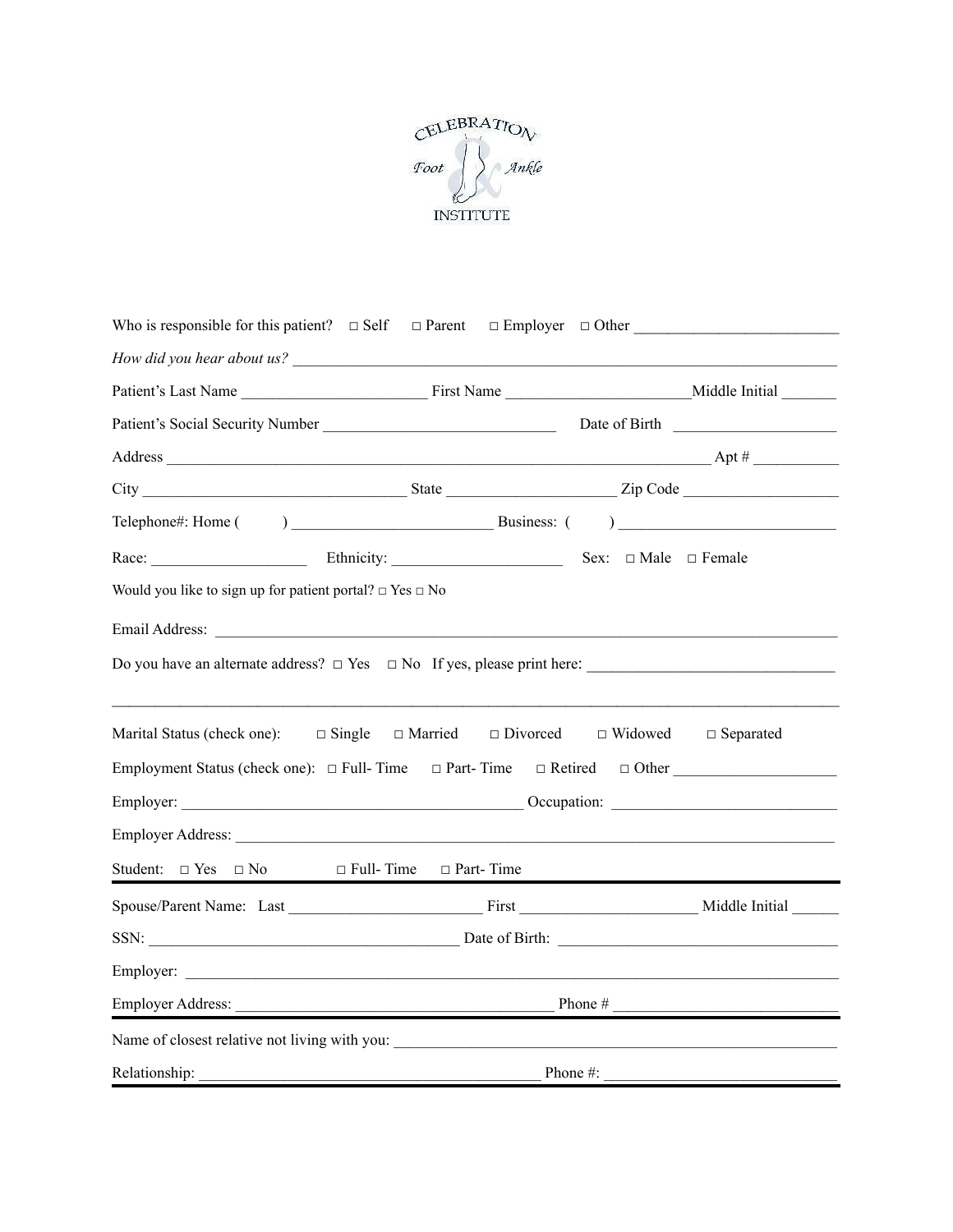CELEBRATION Foot & Ankle INSTITUTE

Who is responsible for this patient? □ Self □ Parent □ Employer □ Other ________________________

*How did you hear about us?* ____________________________________________________________________

Patient's Last Name ______________________ First Name ______________________ Middle Initial _______

Patient's Social Security Number ____________________________ Date of Birth ____________________

Address ________________________________________________________________ Apt # __________

City ________________________________ State ____________________ Zip Code ___________________

Telephone#: Home ( ) ________________________ Business: ( ) __________________________

Race: ___________________ Ethnicity: _____________________ Sex: □ Male □ Female

Would you like to sign up for patient portal? □ Yes □ No

Email Address: ______________________________________________________________________________

Do you have an alternate address? □ Yes □ No If yes, please print here: ______________________________

_____________________________________________________________________________________________

Marital Status (check one): □ Single □ Married □ Divorced □ Widowed □ Separated

Employment Status (check one): □ Full- Time □ Part- Time □ Retired □ Other ____________________

Employer: __________________________________________ Occupation: ___________________________

Employer Address: ____________________________________________________________________________

Student: □ Yes □ No □ Full- Time □ Part- Time

---

Spouse/Parent Name: Last _______________________ First _____________________ Middle Initial ______

SSN: _______________________________________ Date of Birth: ___________________________________

Employer: ____________________________________________________________________________________

Employer Address: ________________________________________ Phone # ____________________________

---

Name of closest relative not living with you: _________________________________________________________

Relationship: ____________________________________________ Phone #: ____________________________

---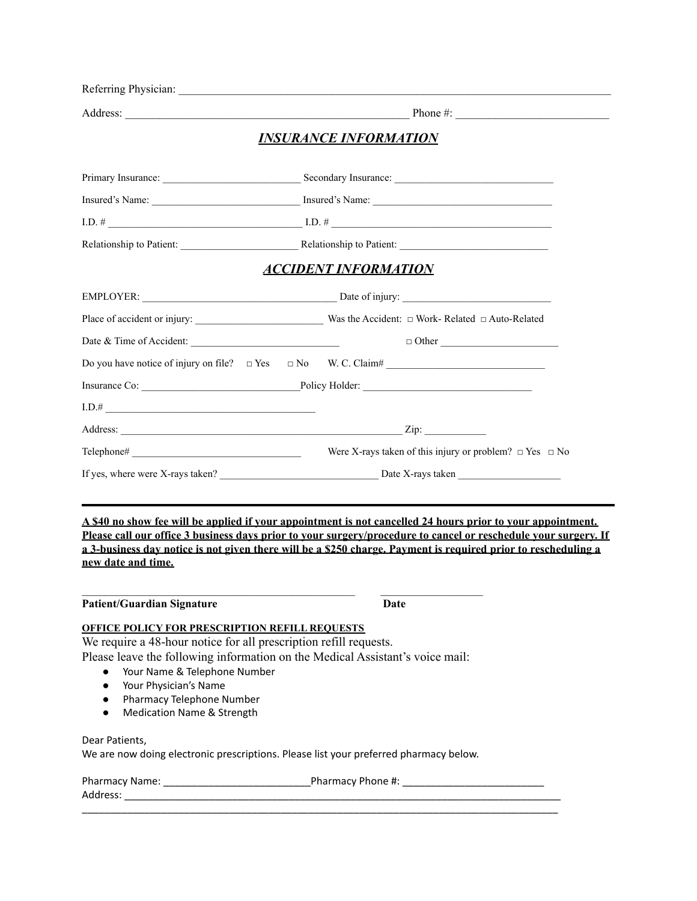Referring Physician: ______________________________________________________________________________

Address: ___________________________________________________ Phone #: ___________________________

## *INSURANCE INFORMATION*

Primary Insurance: ___________________________ Secondary Insurance: _______________________________

Insured's Name: _____________________________ Insured's Name: ___________________________________

I.D. # ______________________________________ I.D. # __________________________________________

Relationship to Patient: _______________________ Relationship to Patient: _____________________________

## *ACCIDENT INFORMATION*

EMPLOYER: ______________________________________ Date of injury: _____________________________

Place of accident or injury: _________________________ Was the Accident: □ Work- Related □ Auto-Related

Date & Time of Accident: _____________________________ □ Other ______________________

Do you have notice of injury on file? □ Yes □ No W. C. Claim# _______________________________

Insurance Co: _______________________________Policy Holder: ________________________________

I.D.# __________________________________________

Address: ________________________________________________________ Zip: ____________

Telephone# _________________________________ Were X-rays taken of this injury or problem? □ Yes □ No

If yes, where were X-rays taken? ______________________________ Date X-rays taken ___________________

---

**A $40 no show fee will be applied if your appointment is not cancelled 24 hours prior to your appointment. Please call our office 3 business days prior to your surgery/procedure to cancel or reschedule your surgery. If a 3-business day notice is not given there will be a $250 charge. Payment is required prior to rescheduling a new date and time.**

_________________________________________________ ___________________

**Patient/Guardian Signature** **Date**

**OFFICE POLICY FOR PRESCRIPTION REFILL REQUESTS**

We require a 48-hour notice for all prescription refill requests.

Please leave the following information on the Medical Assistant's voice mail:

- Your Name & Telephone Number
- Your Physician's Name
- Pharmacy Telephone Number
- Medication Name & Strength

Dear Patients,

We are now doing electronic prescriptions. Please list your preferred pharmacy below.

Pharmacy Name: __________________________Pharmacy Phone #: _________________________

Address: ____________________________________________________________________________

_____________________________________________________________________________________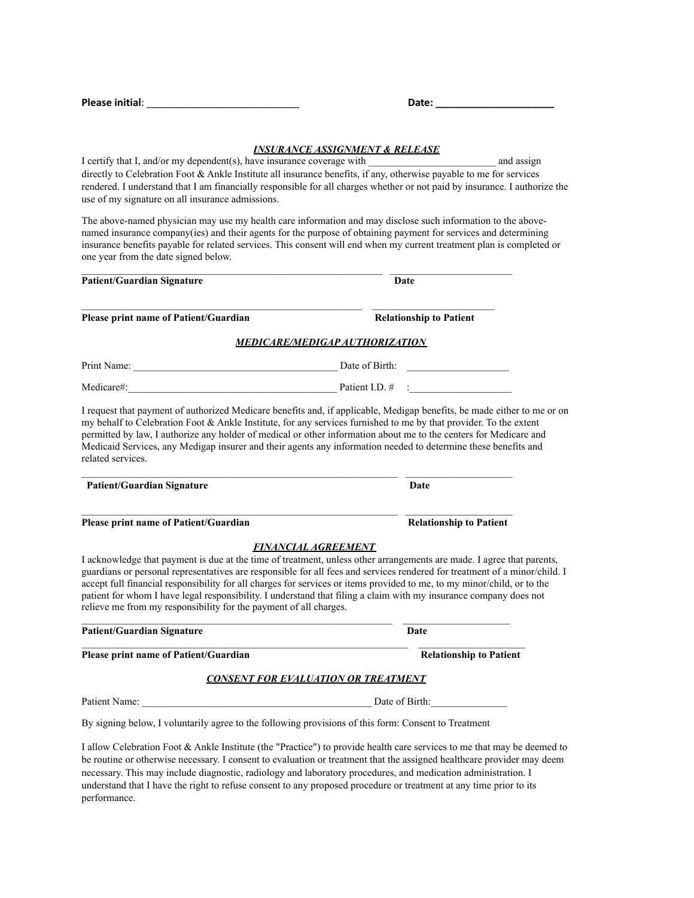**Please initial**: ___________________________ **Date: _____________________**

### ***INSURANCE ASSIGNMENT & RELEASE***

I certify that I, and/or my dependent(s), have insurance coverage with _________________________ and assign directly to Celebration Foot & Ankle Institute all insurance benefits, if any, otherwise payable to me for services rendered. I understand that I am financially responsible for all charges whether or not paid by insurance. I authorize the use of my signature on all insurance admissions.

The above-named physician may use my health care information and may disclose such information to the above-named insurance company(ies) and their agents for the purpose of obtaining payment for services and determining insurance benefits payable for related services. This consent will end when my current treatment plan is completed or one year from the date signed below.

___________________________________________________________ ________________________

**Patient/Guardian Signature** **Date**

___________________________________________________________ ________________________

**Please print name of Patient/Guardian** **Relationship to Patient**

### ***MEDICARE/MEDIGAP AUTHORIZATION***

Print Name: ________________________________________ Date of Birth: ____________________

Medicare#:_________________________________________ Patient I.D. # :___________________

I request that payment of authorized Medicare benefits and, if applicable, Medigap benefits, be made either to me or on my behalf to Celebration Foot & Ankle Institute, for any services furnished to me by that provider. To the extent permitted by law, I authorize any holder of medical or other information about me to the centers for Medicare and Medicaid Services, any Medigap insurer and their agents any information needed to determine these benefits and related services.

_____________________________________________________________ _____________________

**Patient/Guardian Signature** **Date**

_____________________________________________________________ _____________________

**Please print name of Patient/Guardian** **Relationship to Patient**

### ***FINANCIAL AGREEMENT***

I acknowledge that payment is due at the time of treatment, unless other arrangements are made. I agree that parents, guardians or personal representatives are responsible for all fees and services rendered for treatment of a minor/child. I accept full financial responsibility for all charges for services or items provided to me, to my minor/child, or to the patient for whom I have legal responsibility. I understand that filing a claim with my insurance company does not relieve me from my responsibility for the payment of all charges.

_____________________________________________________________ _____________________

**Patient/Guardian Signature** **Date**

_____________________________________________________________ _____________________

**Please print name of Patient/Guardian** **Relationship to Patient**

### ***CONSENT FOR EVALUATION OR TREATMENT***

Patient Name: _____________________________________________ Date of Birth:_______________

By signing below, I voluntarily agree to the following provisions of this form: Consent to Treatment

I allow Celebration Foot & Ankle Institute (the "Practice") to provide health care services to me that may be deemed to be routine or otherwise necessary. I consent to evaluation or treatment that the assigned healthcare provider may deem necessary. This may include diagnostic, radiology and laboratory procedures, and medication administration. I understand that I have the right to refuse consent to any proposed procedure or treatment at any time prior to its performance.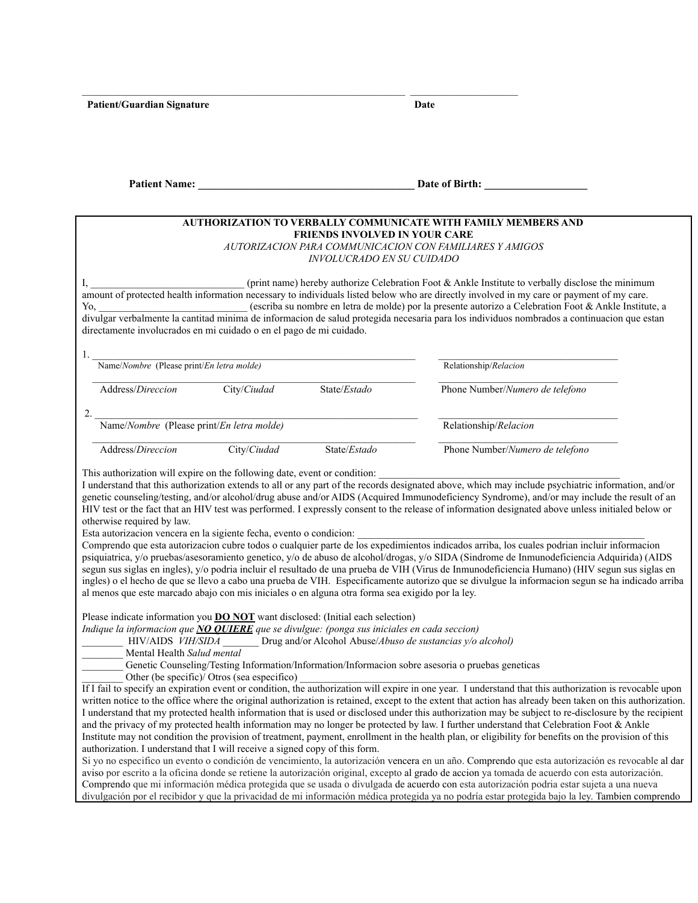______________________________________________________________ ____________________

**Patient/Guardian Signature** **Date**

**Patient Name: ________________________________________ Date of Birth: ___________________**

**AUTHORIZATION TO VERBALLY COMMUNICATE WITH FAMILY MEMBERS AND FRIENDS INVOLVED IN YOUR CARE**

*AUTORIZACION PARA COMMUNICACION CON FAMILIARES Y AMIGOS INVOLUCRADO EN SU CUIDADO*

I, _____________________________ (print name) hereby authorize Celebration Foot & Ankle Institute to verbally disclose the minimum amount of protected health information necessary to individuals listed below who are directly involved in my care or payment of my care.
Yo, ____________________________ (escriba su nombre en letra de molde) por la presente autorizo a Celebration Foot & Ankle Institute, a divulgar verbalmente la cantidad minima de informacion de salud protegida necesaria para los individuos nombrados a continuacion que estan directamente involucrados en mi cuidado o en el pago de mi cuidado.

1. ______________________________________________________________ ______________________________________

Name/*Nombre* (Please print/*En letra molde)* Relationship/*Relacion*

______________________________________________________________ ______________________________________

Address/*Direccion* City/*Ciudad* State/*Estado* Phone Number/*Numero de telefono*

2. ______________________________________________________________ ______________________________________

Name/*Nombre* (Please print/*En letra molde)* Relationship/*Relacion*

______________________________________________________________ ______________________________________

Address/*Direccion* City/*Ciudad* State/*Estado* Phone Number/*Numero de telefono*

This authorization will expire on the following date, event or condition: _____________________________________________
I understand that this authorization extends to all or any part of the records designated above, which may include psychiatric information, and/or genetic counseling/testing, and/or alcohol/drug abuse and/or AIDS (Acquired Immunodeficiency Syndrome), and/or may include the result of an HIV test or the fact that an HIV test was performed. I expressly consent to the release of information designated above unless initialed below or otherwise required by law.
Esta autorizacion vencera en la sigiente fecha, evento o condicion: _____________________________________________________
Comprendo que esta autorizacion cubre todos o cualquier parte de los expedimientos indicados arriba, los cuales podrian incluir informacion psiquiatrica, y/o pruebas/asesoramiento genetico, y/o de abuso de alcohol/drogas, y/o SIDA (Sindrome de Inmunodeficiencia Adquirida) (AIDS segun sus siglas en ingles), y/o podria incluir el resultado de una prueba de VIH (Virus de Inmunodeficiencia Humano) (HIV segun sus siglas en ingles) o el hecho de que se llevo a cabo una prueba de VIH. Especificamente autorizo que se divulgue la informacion segun se ha indicado arriba al menos que este marcado abajo con mis iniciales o en alguna otra forma sea exigido por la ley.

Please indicate information you **DO NOT** want disclosed: (Initial each selection)
*Indique la informacion que **NO QUIERE** que se divulgue: (ponga sus iniciales en cada seccion)*

________ HIV/AIDS *VIH/SIDA* _______ Drug and/or Alcohol Abuse/*Abuso de sustancias y/o alcohol)*
________ Mental Health *Salud mental*
________ Genetic Counseling/Testing Information/Information/Informacion sobre asesoria o pruebas geneticas
________ Other (be specific)/ Otros (sea especifico) ____________________________________________________________________

If I fail to specify an expiration event or condition, the authorization will expire in one year. I understand that this authorization is revocable upon written notice to the office where the original authorization is retained, except to the extent that action has already been taken on this authorization. I understand that my protected health information that is used or disclosed under this authorization may be subject to re-disclosure by the recipient and the privacy of my protected health information may no longer be protected by law. I further understand that Celebration Foot & Ankle Institute may not condition the provision of treatment, payment, enrollment in the health plan, or eligibility for benefits on the provision of this authorization. I understand that I will receive a signed copy of this form.
Si yo no especifico un evento o condición de vencimiento, la autorización vencera en un año. Comprendo que esta autorización es revocable al dar aviso por escrito a la oficina donde se retiene la autorización original, excepto al grado de accion ya tomada de acuerdo con esta autorización. Comprendo que mi información médica protegida que se usada o divulgada de acuerdo con esta autorización podria estar sujeta a una nueva divulgación por el recibidor y que la privacidad de mi información médica protegida ya no podría estar protegida bajo la ley. Tambien comprendo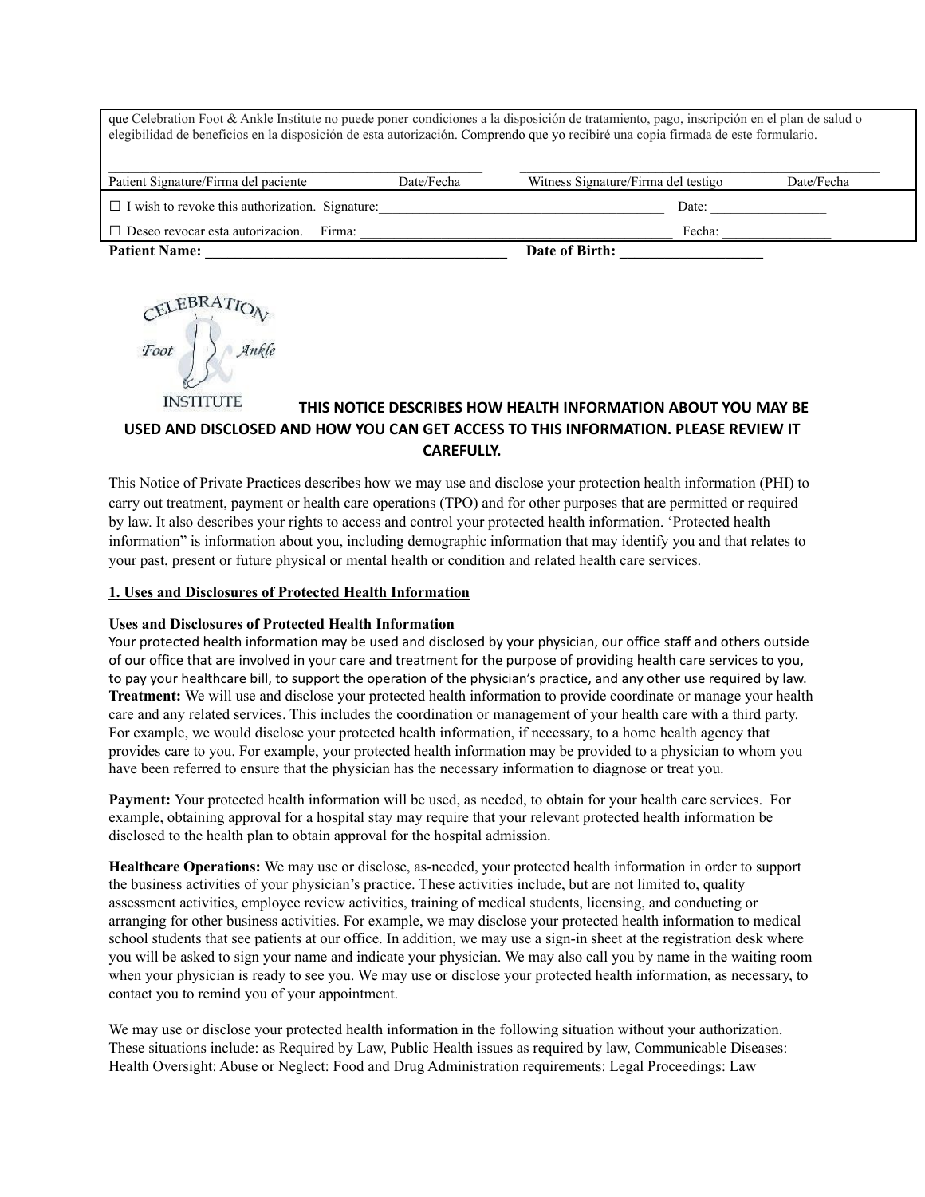que Celebration Foot & Ankle Institute no puede poner condiciones a la disposición de tratamiento, pago, inscripción en el plan de salud o elegibilidad de beneficios en la disposición de esta autorización. Comprendo que yo recibiré una copia firmada de este formulario.

| Patient Signature/Firma del paciente | Date/Fecha | Witness Signature/Firma del testigo | Date/Fecha |
|---|---|---|---|

☐ I wish to revoke this authorization. Signature:_______________________ Date: _________________

☐ Deseo revocar esta autorizacion. Firma: _______________________ Fecha: _________________

**Patient Name: _______________________ Date of Birth: ___________________**

CELEBRATION Foot & Ankle INSTITUTE

**THIS NOTICE DESCRIBES HOW HEALTH INFORMATION ABOUT YOU MAY BE USED AND DISCLOSED AND HOW YOU CAN GET ACCESS TO THIS INFORMATION. PLEASE REVIEW IT CAREFULLY.**

This Notice of Private Practices describes how we may use and disclose your protection health information (PHI) to carry out treatment, payment or health care operations (TPO) and for other purposes that are permitted or required by law. It also describes your rights to access and control your protected health information. 'Protected health information" is information about you, including demographic information that may identify you and that relates to your past, present or future physical or mental health or condition and related health care services.

## 1. Uses and Disclosures of Protected Health Information

**Uses and Disclosures of Protected Health Information**

Your protected health information may be used and disclosed by your physician, our office staff and others outside of our office that are involved in your care and treatment for the purpose of providing health care services to you, to pay your healthcare bill, to support the operation of the physician's practice, and any other use required by law.

**Treatment:** We will use and disclose your protected health information to provide coordinate or manage your health care and any related services. This includes the coordination or management of your health care with a third party. For example, we would disclose your protected health information, if necessary, to a home health agency that provides care to you. For example, your protected health information may be provided to a physician to whom you have been referred to ensure that the physician has the necessary information to diagnose or treat you.

**Payment:** Your protected health information will be used, as needed, to obtain for your health care services. For example, obtaining approval for a hospital stay may require that your relevant protected health information be disclosed to the health plan to obtain approval for the hospital admission.

**Healthcare Operations:** We may use or disclose, as-needed, your protected health information in order to support the business activities of your physician's practice. These activities include, but are not limited to, quality assessment activities, employee review activities, training of medical students, licensing, and conducting or arranging for other business activities. For example, we may disclose your protected health information to medical school students that see patients at our office. In addition, we may use a sign-in sheet at the registration desk where you will be asked to sign your name and indicate your physician. We may also call you by name in the waiting room when your physician is ready to see you. We may use or disclose your protected health information, as necessary, to contact you to remind you of your appointment.

We may use or disclose your protected health information in the following situation without your authorization. These situations include: as Required by Law, Public Health issues as required by law, Communicable Diseases: Health Oversight: Abuse or Neglect: Food and Drug Administration requirements: Legal Proceedings: Law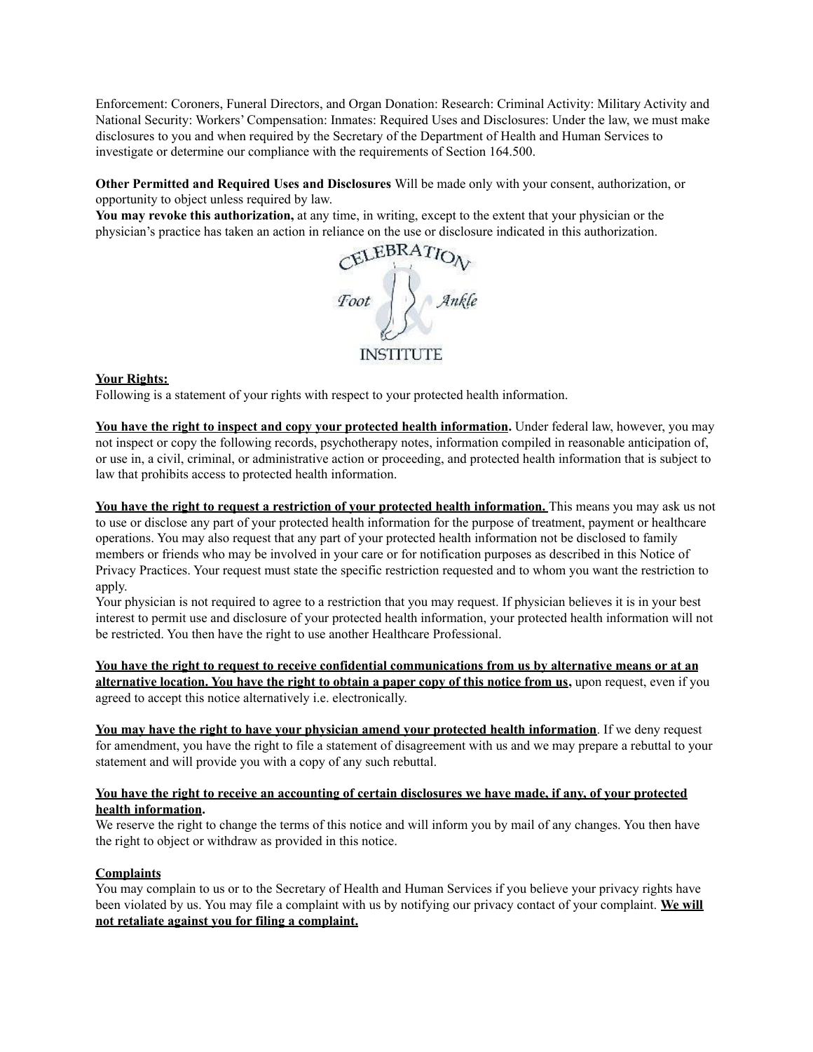Enforcement: Coroners, Funeral Directors, and Organ Donation: Research: Criminal Activity: Military Activity and National Security: Workers' Compensation: Inmates: Required Uses and Disclosures: Under the law, we must make disclosures to you and when required by the Secretary of the Department of Health and Human Services to investigate or determine our compliance with the requirements of Section 164.500.

**Other Permitted and Required Uses and Disclosures** Will be made only with your consent, authorization, or opportunity to object unless required by law.

**You may revoke this authorization,** at any time, in writing, except to the extent that your physician or the physician's practice has taken an action in reliance on the use or disclosure indicated in this authorization.

CELEBRATION Foot & Ankle INSTITUTE

**Your Rights:**

Following is a statement of your rights with respect to your protected health information.

**You have the right to inspect and copy your protected health information.** Under federal law, however, you may not inspect or copy the following records, psychotherapy notes, information compiled in reasonable anticipation of, or use in, a civil, criminal, or administrative action or proceeding, and protected health information that is subject to law that prohibits access to protected health information.

**You have the right to request a restriction of your protected health information.** This means you may ask us not to use or disclose any part of your protected health information for the purpose of treatment, payment or healthcare operations. You may also request that any part of your protected health information not be disclosed to family members or friends who may be involved in your care or for notification purposes as described in this Notice of Privacy Practices. Your request must state the specific restriction requested and to whom you want the restriction to apply.

Your physician is not required to agree to a restriction that you may request. If physician believes it is in your best interest to permit use and disclosure of your protected health information, your protected health information will not be restricted. You then have the right to use another Healthcare Professional.

**You have the right to request to receive confidential communications from us by alternative means or at an alternative location. You have the right to obtain a paper copy of this notice from us,** upon request, even if you agreed to accept this notice alternatively i.e. electronically.

**You may have the right to have your physician amend your protected health information**. If we deny request for amendment, you have the right to file a statement of disagreement with us and we may prepare a rebuttal to your statement and will provide you with a copy of any such rebuttal.

**You have the right to receive an accounting of certain disclosures we have made, if any, of your protected health information.**

We reserve the right to change the terms of this notice and will inform you by mail of any changes. You then have the right to object or withdraw as provided in this notice.

**Complaints**

You may complain to us or to the Secretary of Health and Human Services if you believe your privacy rights have been violated by us. You may file a complaint with us by notifying our privacy contact of your complaint. **We will not retaliate against you for filing a complaint.**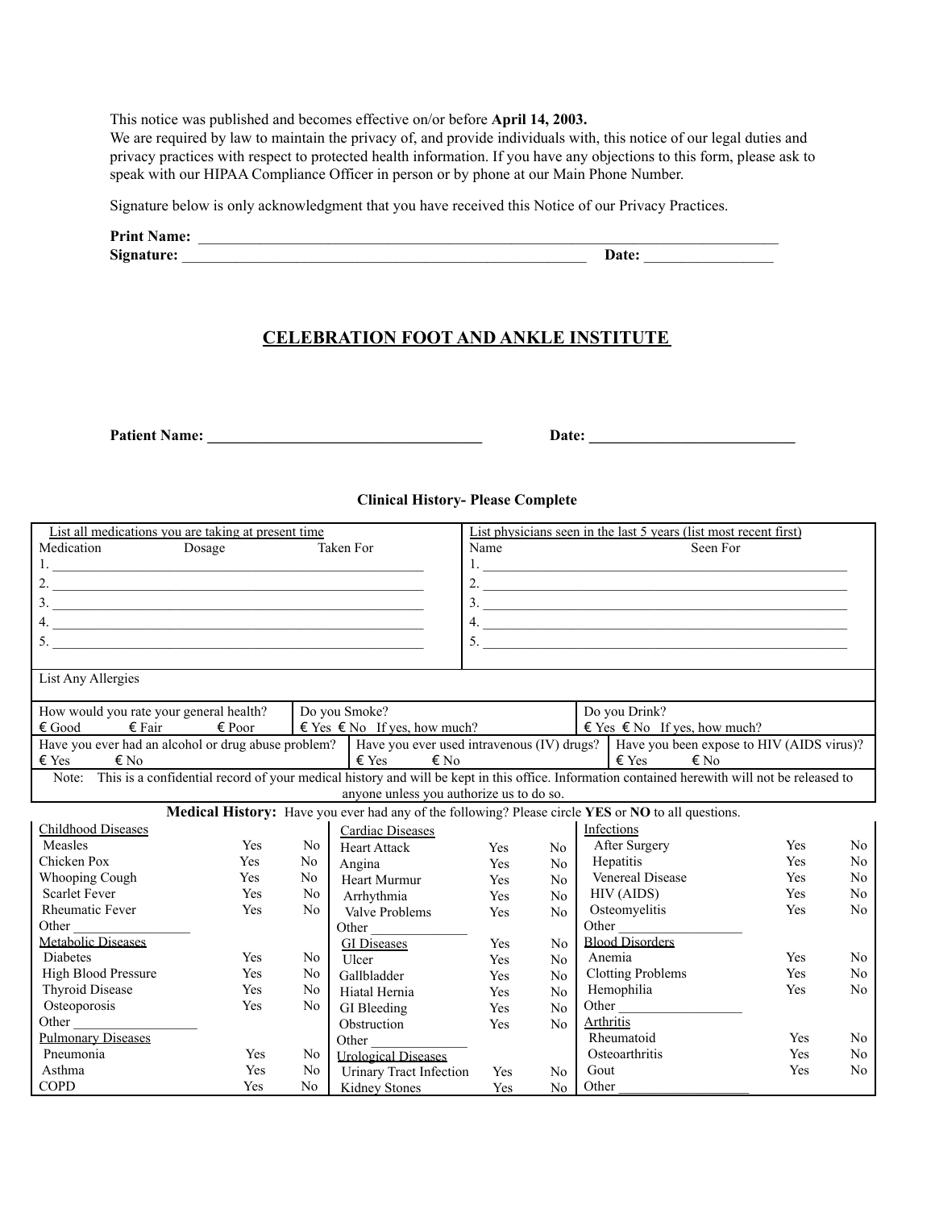This notice was published and becomes effective on/or before **April 14, 2003.**
We are required by law to maintain the privacy of, and provide individuals with, this notice of our legal duties and privacy practices with respect to protected health information. If you have any objections to this form, please ask to speak with our HIPAA Compliance Officer in person or by phone at our Main Phone Number.

Signature below is only acknowledgment that you have received this Notice of our Privacy Practices.

**Print Name:** ______________________________________________________________________________

**Signature:** _______________________________________________________ **Date:** _________________

## CELEBRATION FOOT AND ANKLE INSTITUTE

**Patient Name:** ____________________________________ **Date:** ___________________________

### Clinical History- Please Complete

| List all medications you are taking at present time | List physicians seen in the last 5 years (list most recent first) |
|---|---|
| Medication Dosage Taken For | Name Seen For |
| 1. ______________________________ | 1. ______________________________ |
| 2. ______________________________ | 2. ______________________________ |
| 3. ______________________________ | 3. ______________________________ |
| 4. ______________________________ | 4. ______________________________ |
| 5. ______________________________ | 5. ______________________________ |

List Any Allergies

| How would you rate your general health? | Do you Smoke? | Do you Drink? |
|---|---|---|
| € Good € Fair € Poor | € Yes € No If yes, how much? | € Yes € No If yes, how much? |

| Have you ever had an alcohol or drug abuse problem? | Have you ever used intravenous (IV) drugs? | Have you been expose to HIV (AIDS virus)? |
|---|---|---|
| € Yes € No | € Yes € No | € Yes € No |

Note: This is a confidential record of your medical history and will be kept in this office. Information contained herewith will not be released to anyone unless you authorize us to do so.

**Medical History:** Have you ever had any of the following? Please circle **YES** or **NO** to all questions.

| | | | | | | | | |
|---|---|---|---|---|---|---|---|---|
| Childhood Diseases | | | Cardiac Diseases | | | Infections | | |
| Measles | Yes | No | Heart Attack | Yes | No | After Surgery | Yes | No |
| Chicken Pox | Yes | No | Angina | Yes | No | Hepatitis | Yes | No |
| Whooping Cough | Yes | No | Heart Murmur | Yes | No | Venereal Disease | Yes | No |
| Scarlet Fever | Yes | No | Arrhythmia | Yes | No | HIV (AIDS) | Yes | No |
| Rheumatic Fever | Yes | No | Valve Problems | Yes | No | Osteomyelitis | Yes | No |
| Other ___________ | | | Other ___________ | | | Other ___________ | | |
| Metabolic Diseases | | | GI Diseases | Yes | No | Blood Disorders | | |
| Diabetes | Yes | No | Ulcer | Yes | No | Anemia | Yes | No |
| High Blood Pressure | Yes | No | Gallbladder | Yes | No | Clotting Problems | Yes | No |
| Thyroid Disease | Yes | No | Hiatal Hernia | Yes | No | Hemophilia | Yes | No |
| Osteoporosis | Yes | No | GI Bleeding | Yes | No | Other ___________ | | |
| Other ___________ | | | Obstruction | Yes | No | Arthritis | | |
| Pulmonary Diseases | | | Other ___________ | | | Rheumatoid | Yes | No |
| Pneumonia | Yes | No | Urological Diseases | | | Osteoarthritis | Yes | No |
| Asthma | Yes | No | Urinary Tract Infection | Yes | No | Gout | Yes | No |
| COPD | Yes | No | Kidney Stones | Yes | No | Other ___________ | | |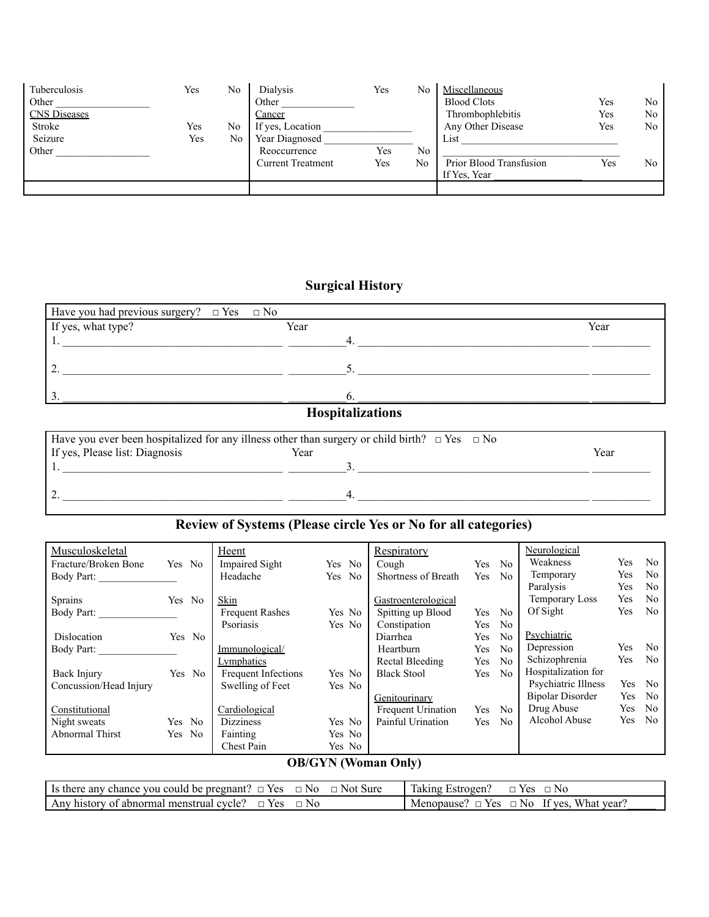| | | | | | | | | |
|---|---|---|---|---|---|---|---|---|
| Tuberculosis | Yes | No | Dialysis | Yes | No | Miscellaneous | | |
| Other __________________ | | | Other ______________ | | | Blood Clots | Yes | No |
| CNS Diseases | | | Cancer | | | Thrombophlebitis | Yes | No |
| Stroke | Yes | No | If yes, Location _________________ | | | Any Other Disease | Yes | No |
| Seizure | Yes | No | Year Diagnosed _________________ | | | List ______________________________ | | |
| Other __________________ | | | Reoccurrence | Yes | No | ______________________________ | | |
| | | | Current Treatment | Yes | No | Prior Blood Transfusion | Yes | No |
| | | | | | | If Yes, Year __________________ | | |

## Surgical History

Have you had previous surgery? □ Yes □ No

| If yes, what type? | Year | | Year |
|---|---|---|---|
| 1. ______________________________________ | __________ | 4. ________________________________________ | __________ |
| 2. ______________________________________ | __________ | 5. ________________________________________ | __________ |
| 3. ______________________________________ | __________ | 6. ________________________________________ | __________ |

## Hospitalizations

Have you ever been hospitalized for any illness other than surgery or child birth? □ Yes □ No

| If yes, Please list: Diagnosis | Year | | Year |
|---|---|---|---|
| 1. ______________________________________ | __________ | 3. ________________________________________ | __________ |
| 2. ______________________________________ | __________ | 4. ________________________________________ | __________ |

## Review of Systems (Please circle Yes or No for all categories)

| | | | | | | | | | | | |
|---|---|---|---|---|---|---|---|---|---|---|---|
| Musculoskeletal | | | Heent | | | Respiratory | | | Neurological | | |
| Fracture/Broken Bone | Yes | No | Impaired Sight | Yes | No | Cough | Yes | No | Weakness | Yes | No |
| Body Part: _______________ | | | Headache | Yes | No | Shortness of Breath | Yes | No | Temporary | Yes | No |
| | | | | | | | | | Paralysis | Yes | No |
| Sprains | Yes | No | Skin | | | Gastroenterological | | | Temporary Loss | Yes | No |
| Body Part: _______________ | | | Frequent Rashes | Yes | No | Spitting up Blood | Yes | No | Of Sight | Yes | No |
| | | | Psoriasis | Yes | No | Constipation | Yes | No | | | |
| Dislocation | Yes | No | | | | Diarrhea | Yes | No | Psychiatric | | |
| Body Part: _______________ | | | Immunological/ | | | Heartburn | Yes | No | Depression | Yes | No |
| | | | Lymphatics | | | Rectal Bleeding | Yes | No | Schizophrenia | Yes | No |
| Back Injury | Yes | No | Frequent Infections | Yes | No | Black Stool | Yes | No | Hospitalization for | | |
| Concussion/Head Injury | | | Swelling of Feet | Yes | No | | | | Psychiatric Illness | Yes | No |
| | | | | | | Genitourinary | | | Bipolar Disorder | Yes | No |
| Constitutional | | | Cardiological | | | Frequent Urination | Yes | No | Drug Abuse | Yes | No |
| Night sweats | Yes | No | Dizziness | Yes | No | Painful Urination | Yes | No | Alcohol Abuse | Yes | No |
| Abnormal Thirst | Yes | No | Fainting | Yes | No | | | | | | |
| | | | Chest Pain | Yes | No | | | | | | |

## OB/GYN (Woman Only)

| | |
|---|---|
| Is there any chance you could be pregnant? □ Yes □ No □ Not Sure | Taking Estrogen? □ Yes □ No |
| Any history of abnormal menstrual cycle? □ Yes □ No | Menopause? □ Yes □ No If yes, What year?_____ |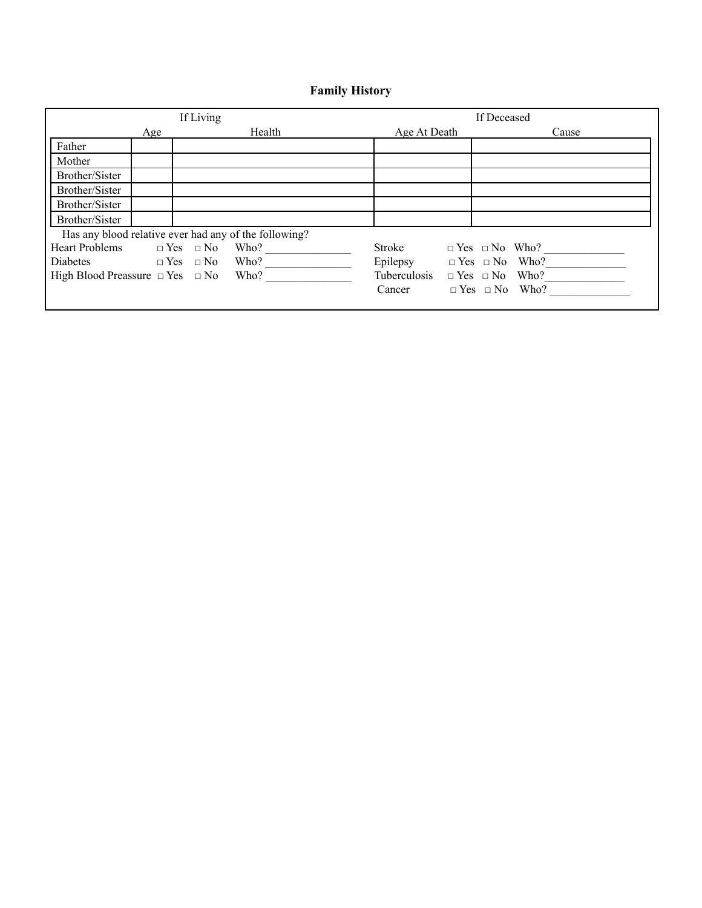# Family History

| | If Living | | If Deceased | |
|---|---|---|---|---|
| | Age | Health | Age At Death | Cause |
| Father | | | | |
| Mother | | | | |
| Brother/Sister | | | | |
| Brother/Sister | | | | |
| Brother/Sister | | | | |
| Brother/Sister | | | | |

Has any blood relative ever had any of the following?

Heart Problems □ Yes □ No Who? _______________

Diabetes □ Yes □ No Who? _______________

High Blood Preassure □ Yes □ No Who? _______________

Stroke □ Yes □ No Who? ______________

Epilepsy □ Yes □ No Who?______________

Tuberculosis □ Yes □ No Who?______________

Cancer □ Yes □ No Who? ______________